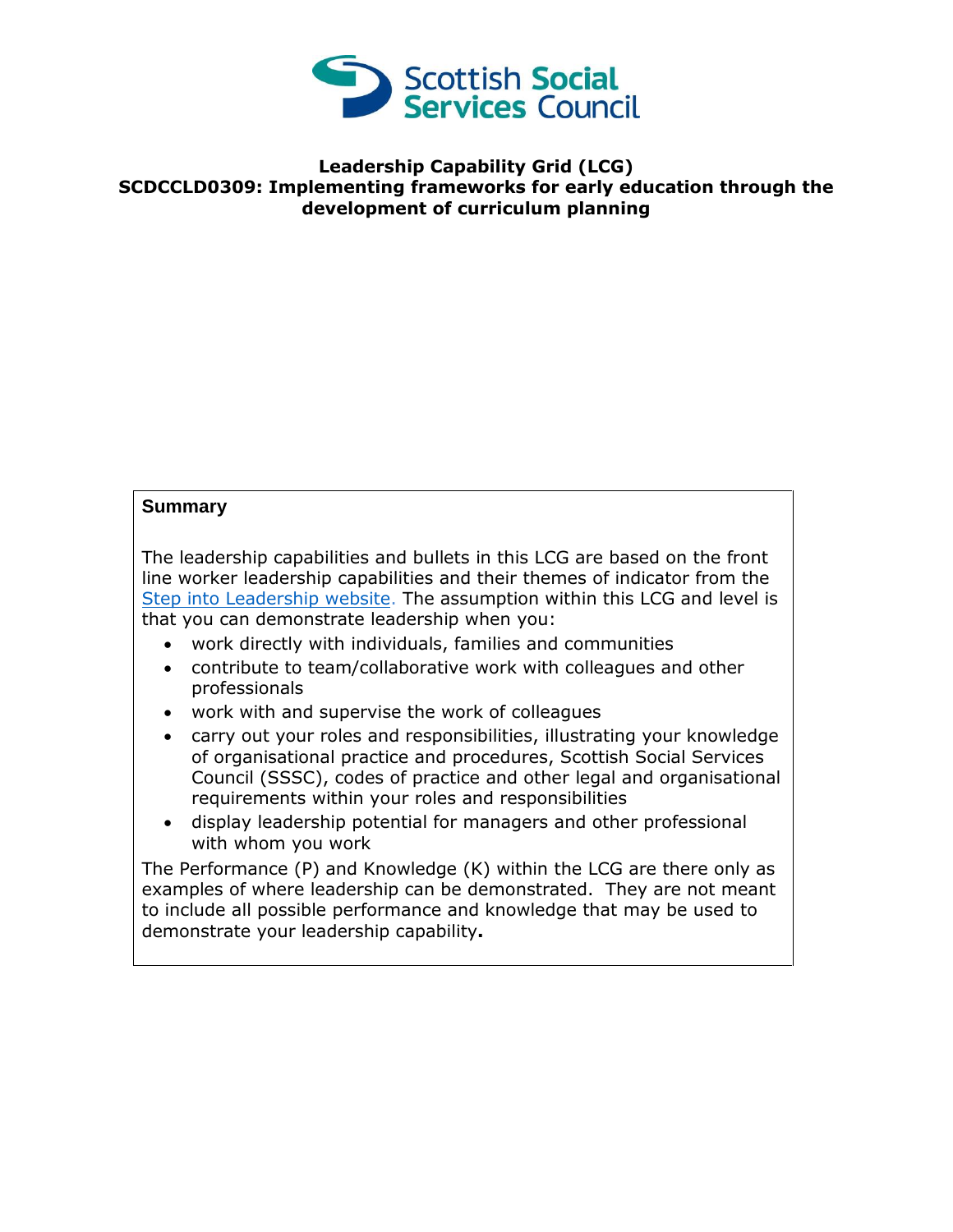Scottish Social Services Council

# Leadership Capability Grid (LCG)
# SCDCCLD0309: Implementing frameworks for early education through the development of curriculum planning

**Summary**

The leadership capabilities and bullets in this LCG are based on the front line worker leadership capabilities and their themes of indicator from the Step into Leadership website. The assumption within this LCG and level is that you can demonstrate leadership when you:

- work directly with individuals, families and communities
- contribute to team/collaborative work with colleagues and other professionals
- work with and supervise the work of colleagues
- carry out your roles and responsibilities, illustrating your knowledge of organisational practice and procedures, Scottish Social Services Council (SSSC), codes of practice and other legal and organisational requirements within your roles and responsibilities
- display leadership potential for managers and other professional with whom you work

The Performance (P) and Knowledge (K) within the LCG are there only as examples of where leadership can be demonstrated. They are not meant to include all possible performance and knowledge that may be used to demonstrate your leadership capability**.**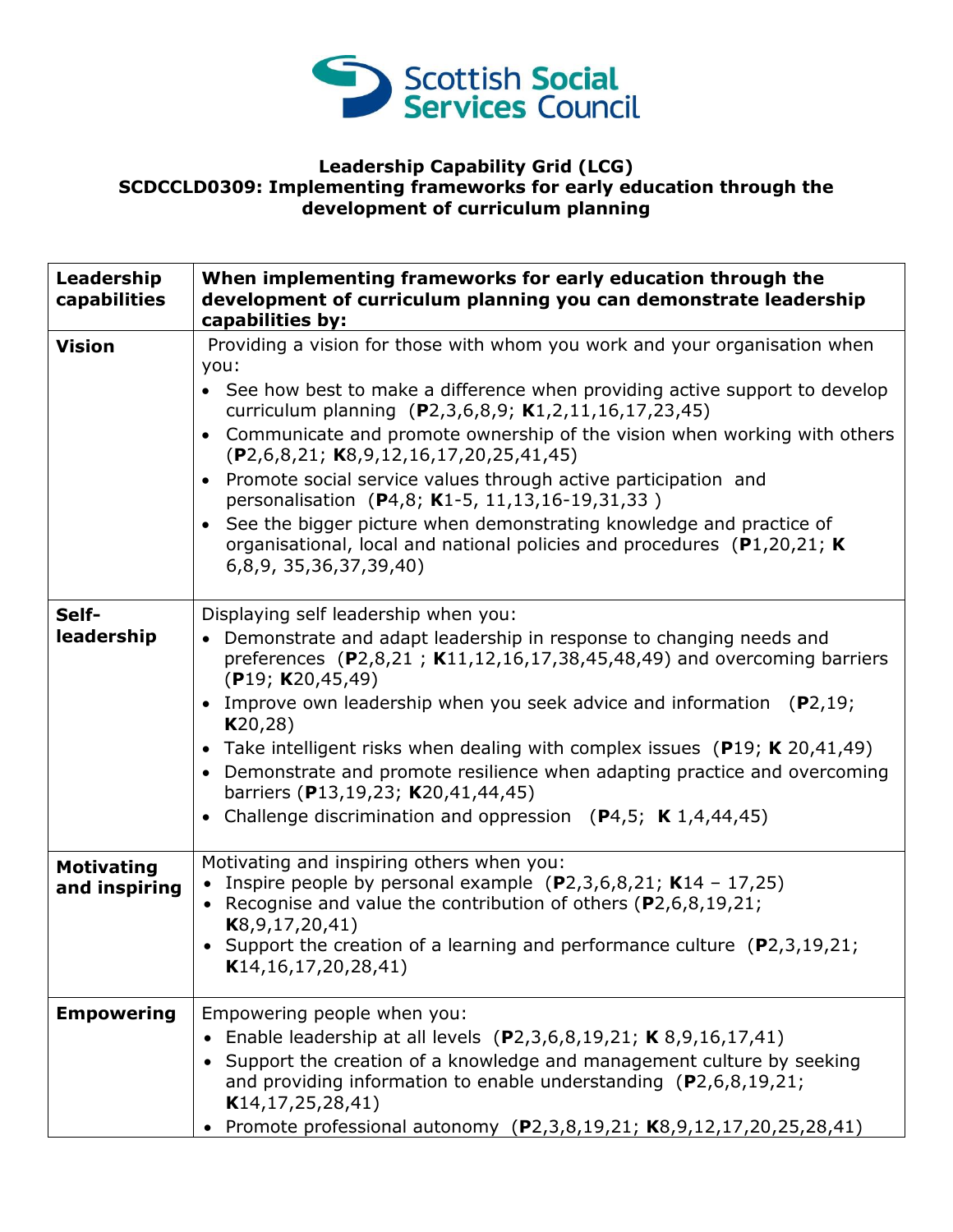**Leadership Capability Grid (LCG)**
**SCDCCLD0309: Implementing frameworks for early education through the development of curriculum planning**

| Leadership capabilities | When implementing frameworks for early education through the development of curriculum planning you can demonstrate leadership capabilities by: |
|---|---|
| **Vision** | Providing a vision for those with whom you work and your organisation when you:<br>• See how best to make a difference when providing active support to develop curriculum planning (**P**2,3,6,8,9; **K**1,2,11,16,17,23,45)<br>• Communicate and promote ownership of the vision when working with others (**P**2,6,8,21; **K**8,9,12,16,17,20,25,41,45)<br>• Promote social service values through active participation and personalisation (**P**4,8; **K**1-5, 11,13,16-19,31,33 )<br>• See the bigger picture when demonstrating knowledge and practice of organisational, local and national policies and procedures (**P**1,20,21; **K** 6,8,9, 35,36,37,39,40) |
| **Self-leadership** | Displaying self leadership when you:<br>• Demonstrate and adapt leadership in response to changing needs and preferences (**P**2,8,21 ; **K**11,12,16,17,38,45,48,49) and overcoming barriers (**P**19; **K**20,45,49)<br>• Improve own leadership when you seek advice and information (**P**2,19; **K**20,28)<br>• Take intelligent risks when dealing with complex issues (**P**19; **K** 20,41,49)<br>• Demonstrate and promote resilience when adapting practice and overcoming barriers (**P**13,19,23; **K**20,41,44,45)<br>• Challenge discrimination and oppression (**P**4,5; **K** 1,4,44,45) |
| **Motivating and inspiring** | Motivating and inspiring others when you:<br>• Inspire people by personal example (**P**2,3,6,8,21; **K**14 – 17,25)<br>• Recognise and value the contribution of others (**P**2,6,8,19,21; **K**8,9,17,20,41)<br>• Support the creation of a learning and performance culture (**P**2,3,19,21; **K**14,16,17,20,28,41) |
| **Empowering** | Empowering people when you:<br>• Enable leadership at all levels (**P**2,3,6,8,19,21; **K** 8,9,16,17,41)<br>• Support the creation of a knowledge and management culture by seeking and providing information to enable understanding (**P**2,6,8,19,21; **K**14,17,25,28,41)<br>• Promote professional autonomy (**P**2,3,8,19,21; **K**8,9,12,17,20,25,28,41) |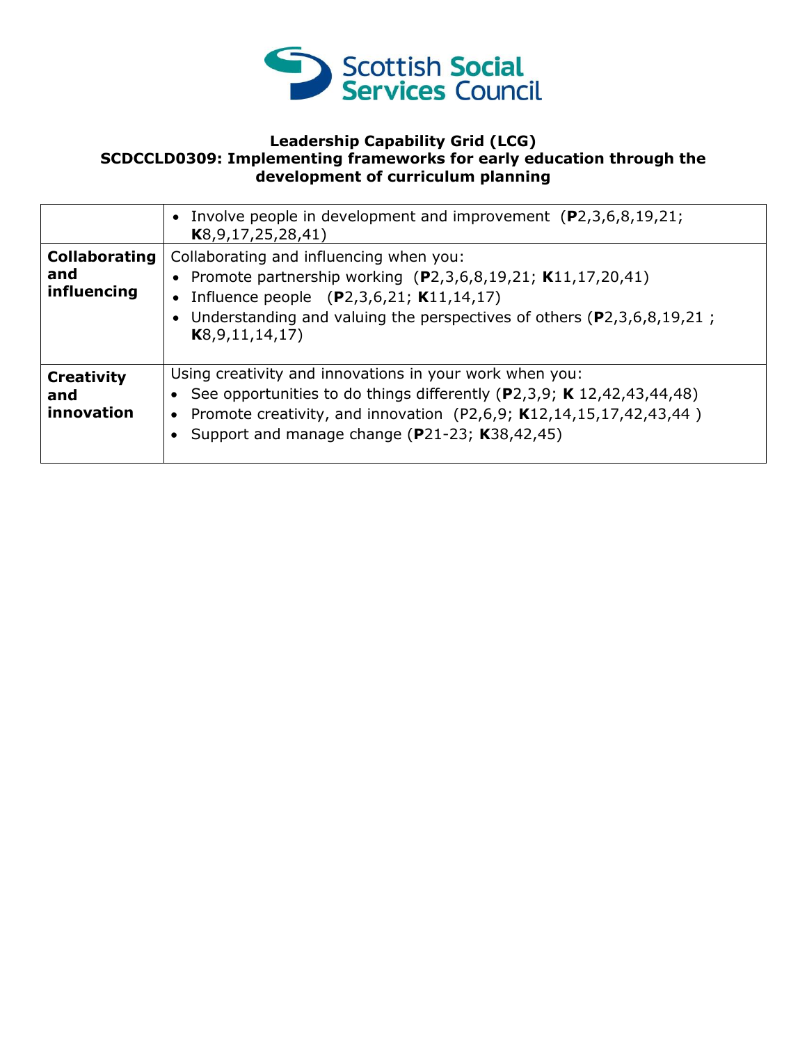**Leadership Capability Grid (LCG)**
**SCDCCLD0309: Implementing frameworks for early education through the development of curriculum planning**

| | |
|---|---|
| | • Involve people in development and improvement (**P**2,3,6,8,19,21; **K**8,9,17,25,28,41) |
| **Collaborating and influencing** | Collaborating and influencing when you:<br>• Promote partnership working (**P**2,3,6,8,19,21; **K**11,17,20,41)<br>• Influence people (**P**2,3,6,21; **K**11,14,17)<br>• Understanding and valuing the perspectives of others (**P**2,3,6,8,19,21 ; **K**8,9,11,14,17) |
| **Creativity and innovation** | Using creativity and innovations in your work when you:<br>• See opportunities to do things differently (**P**2,3,9; **K** 12,42,43,44,48)<br>• Promote creativity, and innovation (P2,6,9; **K**12,14,15,17,42,43,44 )<br>• Support and manage change (**P**21-23; **K**38,42,45) |